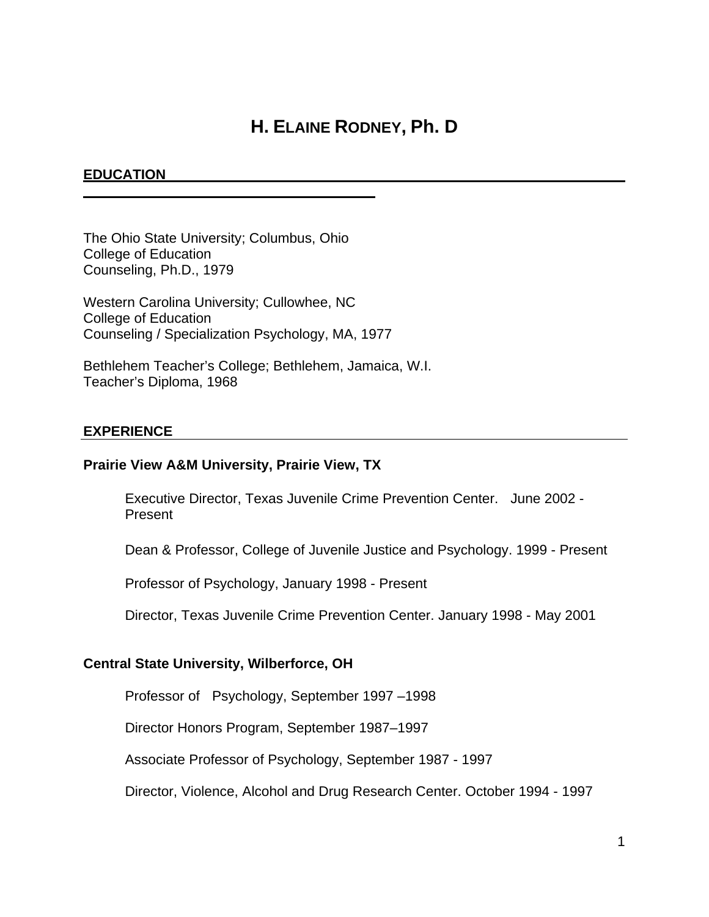# H. ELAINE RODNEY, Ph. D

## EDUCATION

The Ohio State University; Columbus, Ohio
College of Education
Counseling, Ph.D., 1979

Western Carolina University; Cullowhee, NC
College of Education
Counseling / Specialization Psychology, MA, 1977

Bethlehem Teacher's College; Bethlehem, Jamaica, W.I.
Teacher's Diploma, 1968

## EXPERIENCE

### Prairie View A&M University, Prairie View, TX

Executive Director, Texas Juvenile Crime Prevention Center. June 2002 - Present

Dean & Professor, College of Juvenile Justice and Psychology. 1999 - Present

Professor of Psychology, January 1998 - Present

Director, Texas Juvenile Crime Prevention Center. January 1998 - May 2001

### Central State University, Wilberforce, OH

Professor of Psychology, September 1997 –1998

Director Honors Program, September 1987–1997

Associate Professor of Psychology, September 1987 - 1997

Director, Violence, Alcohol and Drug Research Center. October 1994 - 1997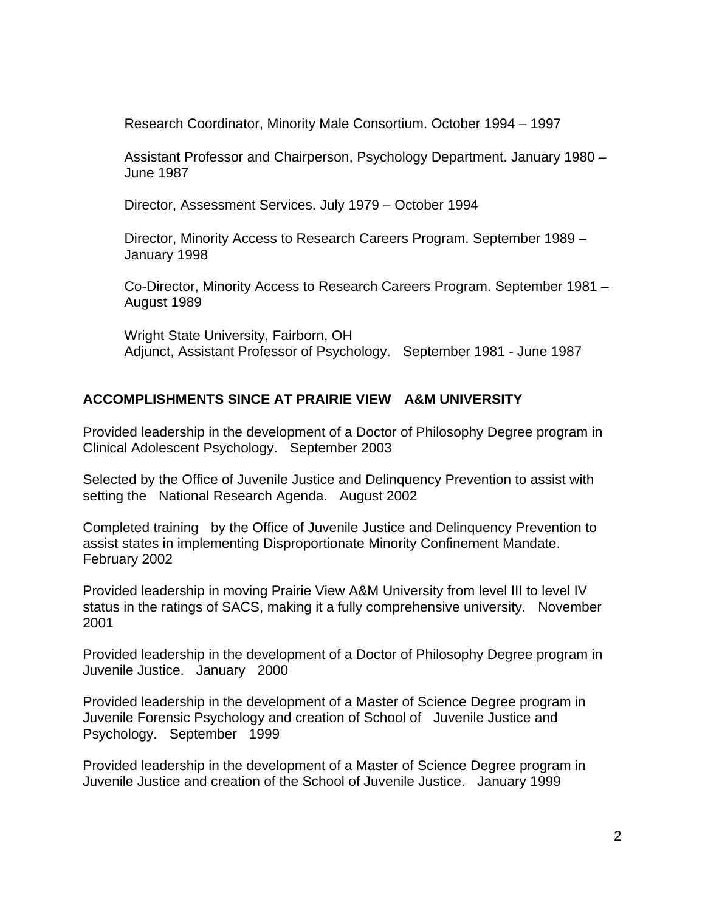Research Coordinator, Minority Male Consortium. October 1994 – 1997

Assistant Professor and Chairperson, Psychology Department. January 1980 – June 1987

Director, Assessment Services. July 1979 – October 1994

Director, Minority Access to Research Careers Program. September 1989 – January 1998

Co-Director, Minority Access to Research Careers Program. September 1981 – August 1989

Wright State University, Fairborn, OH
Adjunct, Assistant Professor of Psychology. September 1981 - June 1987

## ACCOMPLISHMENTS SINCE AT PRAIRIE VIEW A&M UNIVERSITY

Provided leadership in the development of a Doctor of Philosophy Degree program in Clinical Adolescent Psychology. September 2003

Selected by the Office of Juvenile Justice and Delinquency Prevention to assist with setting the National Research Agenda. August 2002

Completed training by the Office of Juvenile Justice and Delinquency Prevention to assist states in implementing Disproportionate Minority Confinement Mandate. February 2002

Provided leadership in moving Prairie View A&M University from level III to level IV status in the ratings of SACS, making it a fully comprehensive university. November 2001

Provided leadership in the development of a Doctor of Philosophy Degree program in Juvenile Justice. January 2000

Provided leadership in the development of a Master of Science Degree program in Juvenile Forensic Psychology and creation of School of Juvenile Justice and Psychology. September 1999

Provided leadership in the development of a Master of Science Degree program in Juvenile Justice and creation of the School of Juvenile Justice. January 1999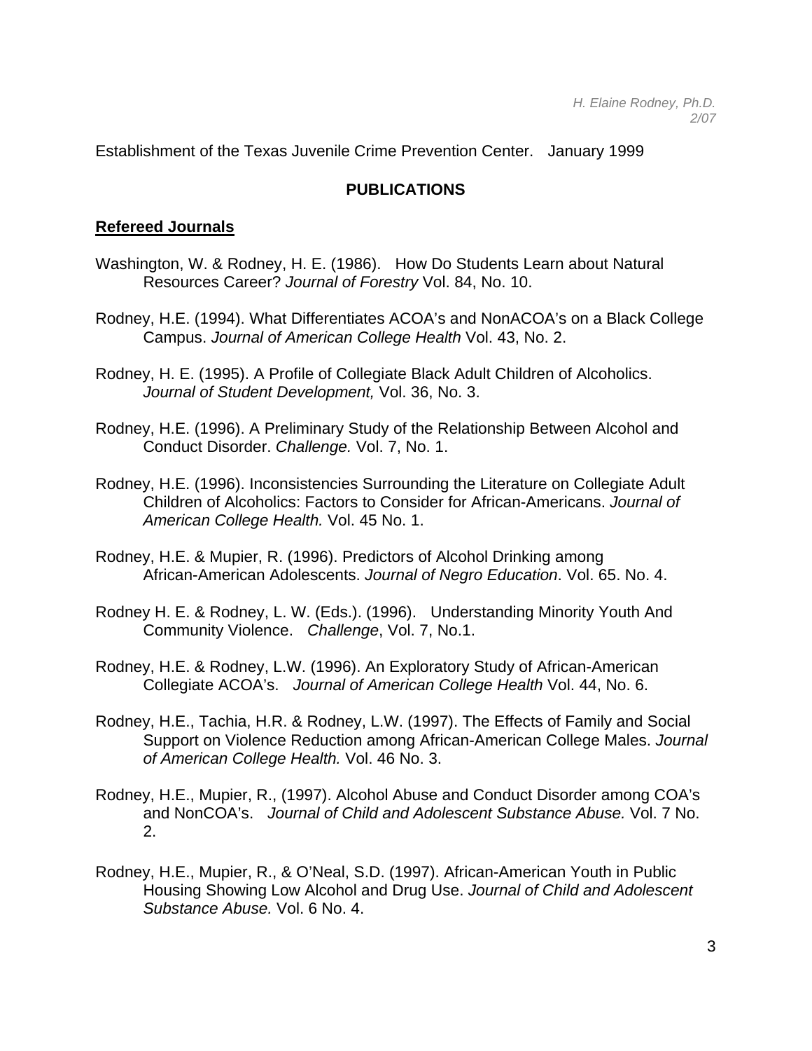Establishment of the Texas Juvenile Crime Prevention Center. January 1999

## PUBLICATIONS

### Refereed Journals

Washington, W. & Rodney, H. E. (1986). How Do Students Learn about Natural Resources Career? *Journal of Forestry* Vol. 84, No. 10.

Rodney, H.E. (1994). What Differentiates ACOA's and NonACOA's on a Black College Campus. *Journal of American College Health* Vol. 43, No. 2.

Rodney, H. E. (1995). A Profile of Collegiate Black Adult Children of Alcoholics. *Journal of Student Development,* Vol. 36, No. 3.

Rodney, H.E. (1996). A Preliminary Study of the Relationship Between Alcohol and Conduct Disorder. *Challenge.* Vol. 7, No. 1.

Rodney, H.E. (1996). Inconsistencies Surrounding the Literature on Collegiate Adult Children of Alcoholics: Factors to Consider for African-Americans. *Journal of American College Health.* Vol. 45 No. 1.

Rodney, H.E. & Mupier, R. (1996). Predictors of Alcohol Drinking among African-American Adolescents. *Journal of Negro Education*. Vol. 65. No. 4.

Rodney H. E. & Rodney, L. W. (Eds.). (1996). Understanding Minority Youth And Community Violence. *Challenge*, Vol. 7, No.1.

Rodney, H.E. & Rodney, L.W. (1996). An Exploratory Study of African-American Collegiate ACOA's. *Journal of American College Health* Vol. 44, No. 6.

Rodney, H.E., Tachia, H.R. & Rodney, L.W. (1997). The Effects of Family and Social Support on Violence Reduction among African-American College Males. *Journal of American College Health.* Vol. 46 No. 3.

Rodney, H.E., Mupier, R., (1997). Alcohol Abuse and Conduct Disorder among COA's and NonCOA's. *Journal of Child and Adolescent Substance Abuse.* Vol. 7 No. 2.

Rodney, H.E., Mupier, R., & O'Neal, S.D. (1997). African-American Youth in Public Housing Showing Low Alcohol and Drug Use. *Journal of Child and Adolescent Substance Abuse.* Vol. 6 No. 4.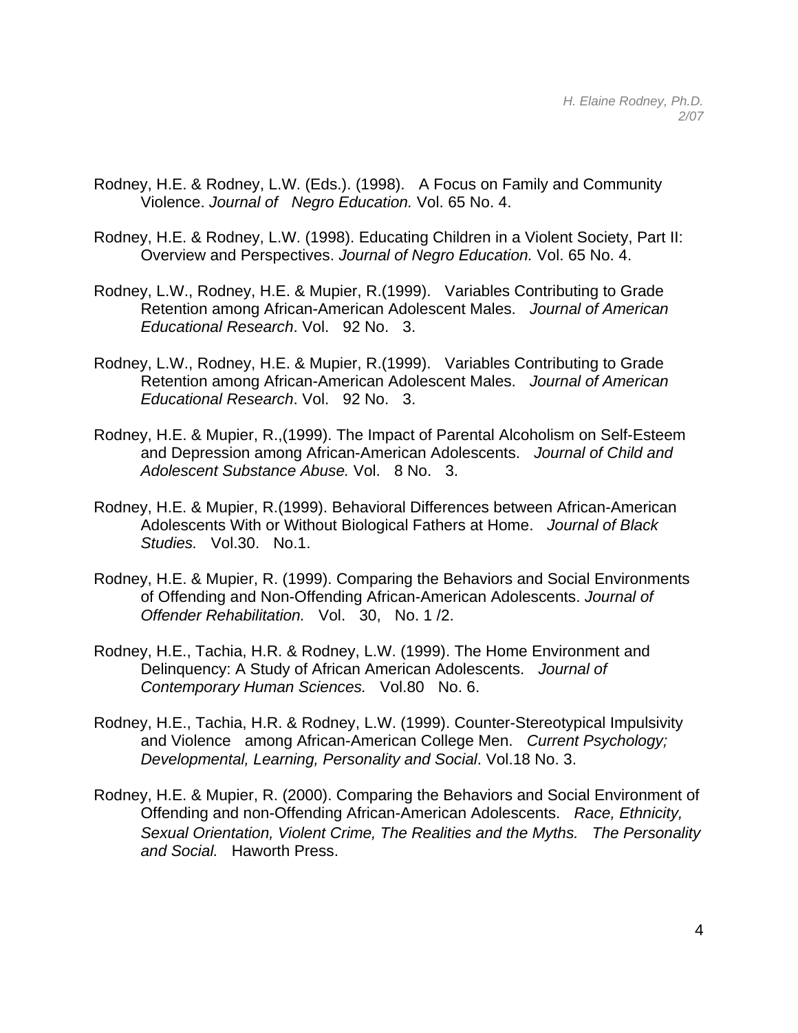Rodney, H.E. & Rodney, L.W. (Eds.). (1998). A Focus on Family and Community Violence. *Journal of Negro Education.* Vol. 65 No. 4.

Rodney, H.E. & Rodney, L.W. (1998). Educating Children in a Violent Society, Part II: Overview and Perspectives. *Journal of Negro Education.* Vol. 65 No. 4.

Rodney, L.W., Rodney, H.E. & Mupier, R.(1999). Variables Contributing to Grade Retention among African-American Adolescent Males. *Journal of American Educational Research*. Vol. 92 No. 3.

Rodney, L.W., Rodney, H.E. & Mupier, R.(1999). Variables Contributing to Grade Retention among African-American Adolescent Males. *Journal of American Educational Research*. Vol. 92 No. 3.

Rodney, H.E. & Mupier, R.,(1999). The Impact of Parental Alcoholism on Self-Esteem and Depression among African-American Adolescents. *Journal of Child and Adolescent Substance Abuse.* Vol. 8 No. 3.

Rodney, H.E. & Mupier, R.(1999). Behavioral Differences between African-American Adolescents With or Without Biological Fathers at Home. *Journal of Black Studies.* Vol.30. No.1.

Rodney, H.E. & Mupier, R. (1999). Comparing the Behaviors and Social Environments of Offending and Non-Offending African-American Adolescents. *Journal of Offender Rehabilitation.* Vol. 30, No. 1 /2.

Rodney, H.E., Tachia, H.R. & Rodney, L.W. (1999). The Home Environment and Delinquency: A Study of African American Adolescents. *Journal of Contemporary Human Sciences.* Vol.80 No. 6.

Rodney, H.E., Tachia, H.R. & Rodney, L.W. (1999). Counter-Stereotypical Impulsivity and Violence among African-American College Men. *Current Psychology; Developmental, Learning, Personality and Social*. Vol.18 No. 3.

Rodney, H.E. & Mupier, R. (2000). Comparing the Behaviors and Social Environment of Offending and non-Offending African-American Adolescents. *Race, Ethnicity, Sexual Orientation, Violent Crime, The Realities and the Myths. The Personality and Social.* Haworth Press.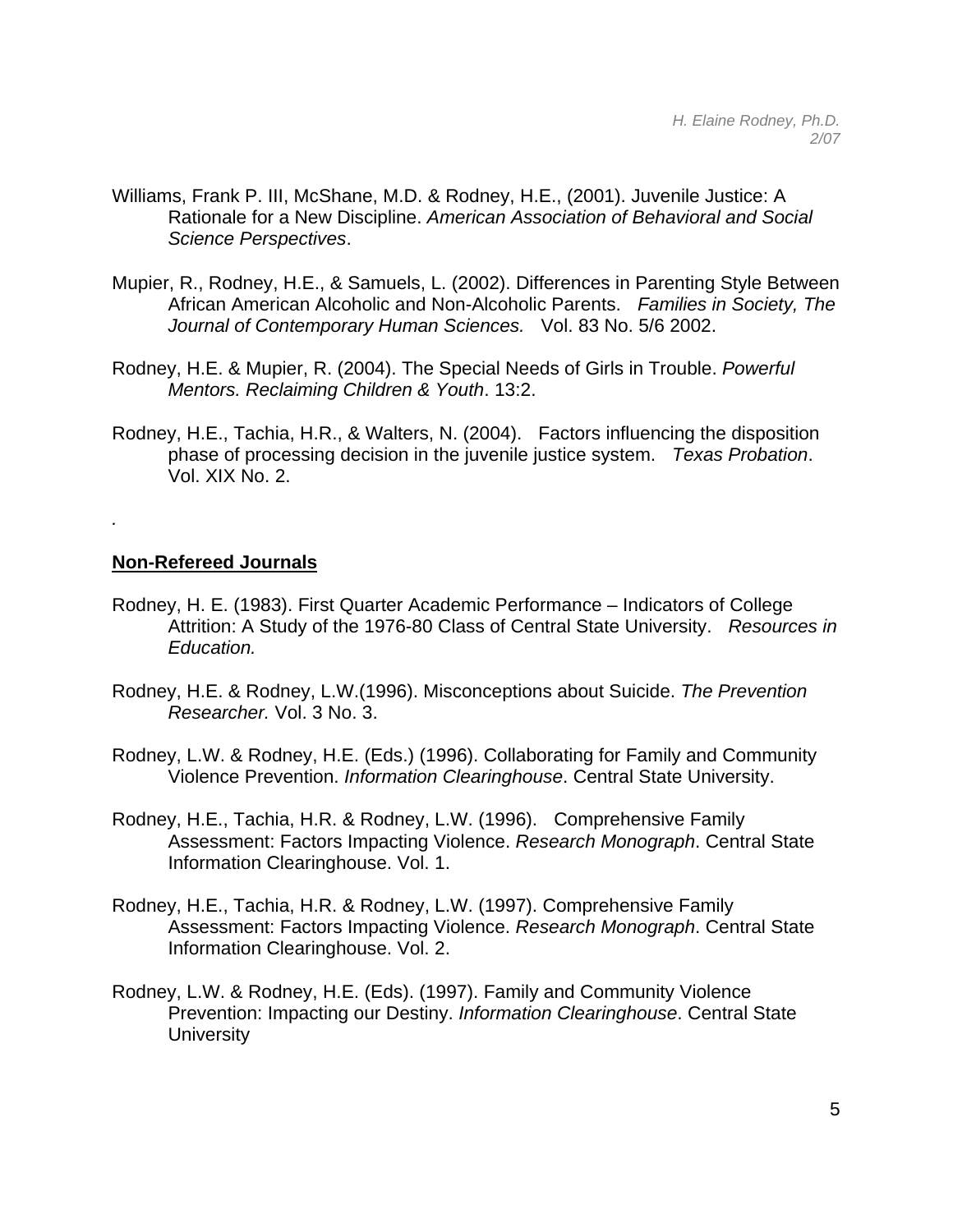Williams, Frank P. III, McShane, M.D. & Rodney, H.E., (2001). Juvenile Justice: A Rationale for a New Discipline. *American Association of Behavioral and Social Science Perspectives*.

Mupier, R., Rodney, H.E., & Samuels, L. (2002). Differences in Parenting Style Between African American Alcoholic and Non-Alcoholic Parents. *Families in Society, The Journal of Contemporary Human Sciences.* Vol. 83 No. 5/6 2002.

Rodney, H.E. & Mupier, R. (2004). The Special Needs of Girls in Trouble. *Powerful Mentors. Reclaiming Children & Youth*. 13:2.

Rodney, H.E., Tachia, H.R., & Walters, N. (2004). Factors influencing the disposition phase of processing decision in the juvenile justice system. *Texas Probation*. Vol. XIX No. 2.

.

**Non-Refereed Journals**

Rodney, H. E. (1983). First Quarter Academic Performance – Indicators of College Attrition: A Study of the 1976-80 Class of Central State University. *Resources in Education.*

Rodney, H.E. & Rodney, L.W.(1996). Misconceptions about Suicide. *The Prevention Researcher.* Vol. 3 No. 3.

Rodney, L.W. & Rodney, H.E. (Eds.) (1996). Collaborating for Family and Community Violence Prevention. *Information Clearinghouse*. Central State University.

Rodney, H.E., Tachia, H.R. & Rodney, L.W. (1996). Comprehensive Family Assessment: Factors Impacting Violence. *Research Monograph*. Central State Information Clearinghouse. Vol. 1.

Rodney, H.E., Tachia, H.R. & Rodney, L.W. (1997). Comprehensive Family Assessment: Factors Impacting Violence. *Research Monograph*. Central State Information Clearinghouse. Vol. 2.

Rodney, L.W. & Rodney, H.E. (Eds). (1997). Family and Community Violence Prevention: Impacting our Destiny. *Information Clearinghouse*. Central State University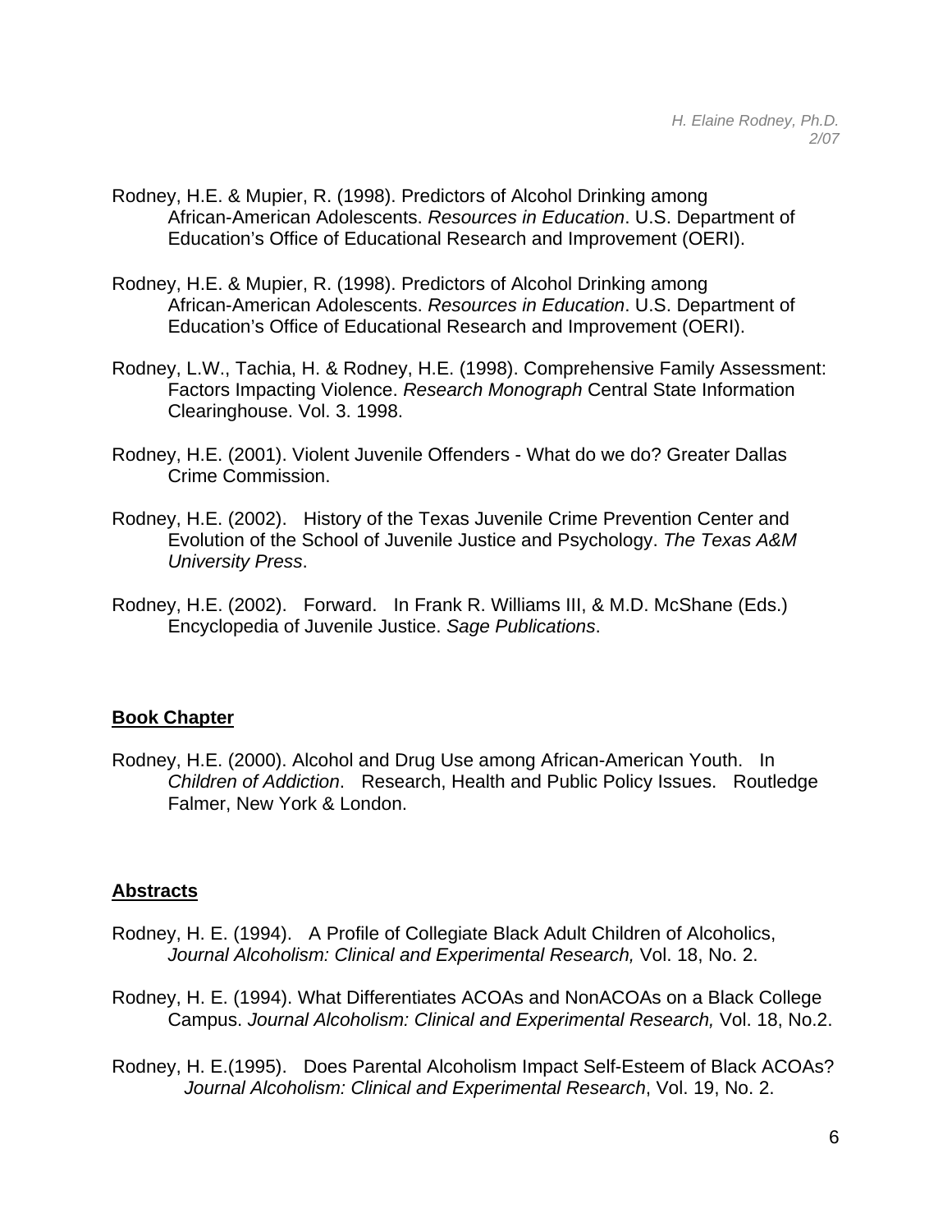Rodney, H.E. & Mupier, R. (1998). Predictors of Alcohol Drinking among African-American Adolescents. *Resources in Education*. U.S. Department of Education's Office of Educational Research and Improvement (OERI).

Rodney, H.E. & Mupier, R. (1998). Predictors of Alcohol Drinking among African-American Adolescents. *Resources in Education*. U.S. Department of Education's Office of Educational Research and Improvement (OERI).

Rodney, L.W., Tachia, H. & Rodney, H.E. (1998). Comprehensive Family Assessment: Factors Impacting Violence. *Research Monograph* Central State Information Clearinghouse. Vol. 3. 1998.

Rodney, H.E. (2001). Violent Juvenile Offenders - What do we do? Greater Dallas Crime Commission.

Rodney, H.E. (2002). History of the Texas Juvenile Crime Prevention Center and Evolution of the School of Juvenile Justice and Psychology. *The Texas A&M University Press*.

Rodney, H.E. (2002). Forward. In Frank R. Williams III, & M.D. McShane (Eds.) Encyclopedia of Juvenile Justice. *Sage Publications*.

## Book Chapter

Rodney, H.E. (2000). Alcohol and Drug Use among African-American Youth. In *Children of Addiction*. Research, Health and Public Policy Issues. Routledge Falmer, New York & London.

## Abstracts

Rodney, H. E. (1994). A Profile of Collegiate Black Adult Children of Alcoholics, *Journal Alcoholism: Clinical and Experimental Research,* Vol. 18, No. 2.

Rodney, H. E. (1994). What Differentiates ACOAs and NonACOAs on a Black College Campus. *Journal Alcoholism: Clinical and Experimental Research,* Vol. 18, No.2.

Rodney, H. E.(1995). Does Parental Alcoholism Impact Self-Esteem of Black ACOAs? *Journal Alcoholism: Clinical and Experimental Research*, Vol. 19, No. 2.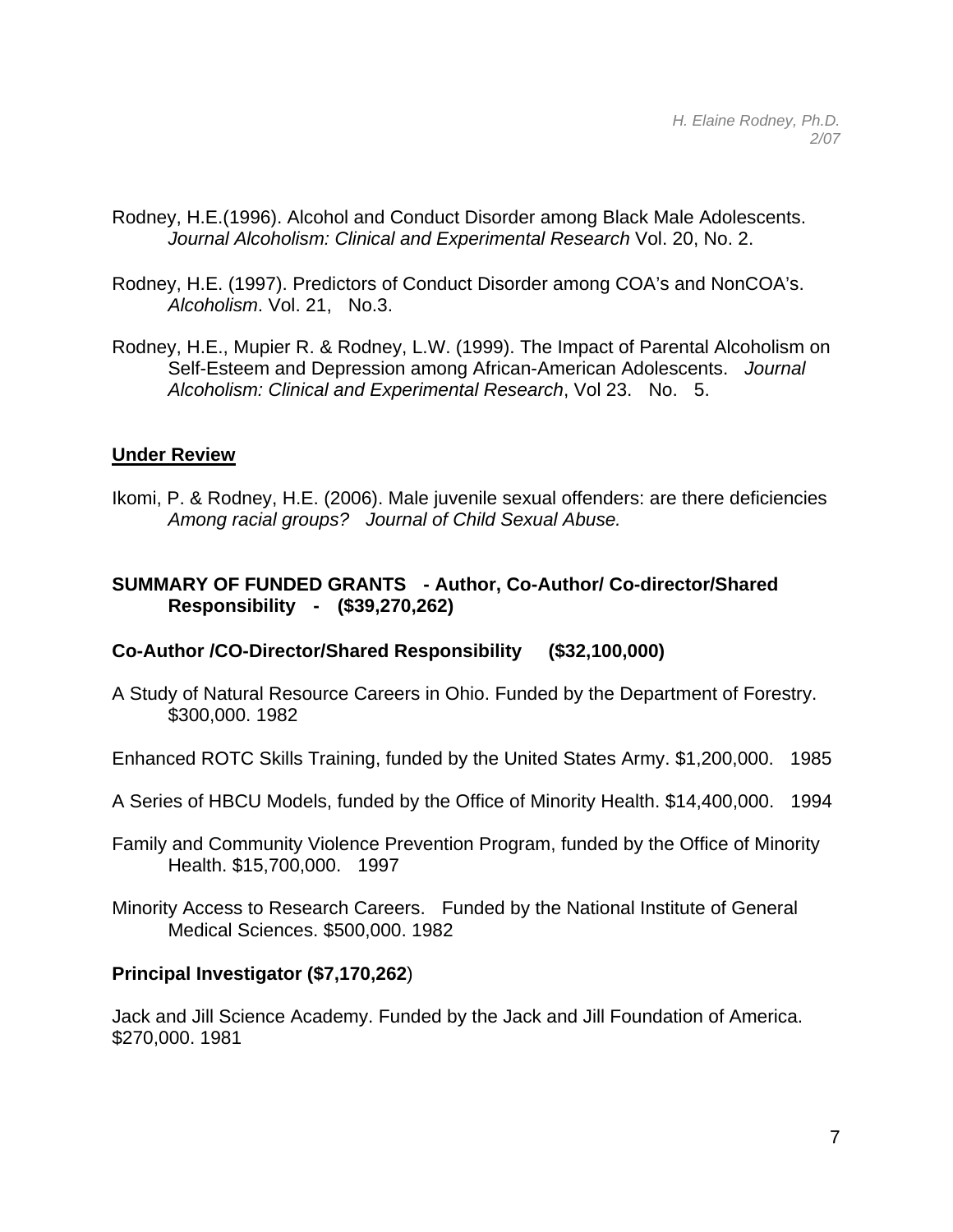Rodney, H.E.(1996). Alcohol and Conduct Disorder among Black Male Adolescents. *Journal Alcoholism: Clinical and Experimental Research* Vol. 20, No. 2.

Rodney, H.E. (1997). Predictors of Conduct Disorder among COA's and NonCOA's. *Alcoholism*. Vol. 21, No.3.

Rodney, H.E., Mupier R. & Rodney, L.W. (1999). The Impact of Parental Alcoholism on Self-Esteem and Depression among African-American Adolescents. *Journal Alcoholism: Clinical and Experimental Research*, Vol 23. No. 5.

**Under Review**

Ikomi, P. & Rodney, H.E. (2006). Male juvenile sexual offenders: are there deficiencies *Among racial groups? Journal of Child Sexual Abuse.*

**SUMMARY OF FUNDED GRANTS - Author, Co-Author/ Co-director/Shared Responsibility - ($39,270,262)**

**Co-Author /CO-Director/Shared Responsibility ($32,100,000)**

A Study of Natural Resource Careers in Ohio. Funded by the Department of Forestry. $300,000. 1982

Enhanced ROTC Skills Training, funded by the United States Army. $1,200,000. 1985

A Series of HBCU Models, funded by the Office of Minority Health. $14,400,000. 1994

Family and Community Violence Prevention Program, funded by the Office of Minority Health. $15,700,000. 1997

Minority Access to Research Careers. Funded by the National Institute of General Medical Sciences. $500,000. 1982

**Principal Investigator ($7,170,262)**

Jack and Jill Science Academy. Funded by the Jack and Jill Foundation of America. $270,000. 1981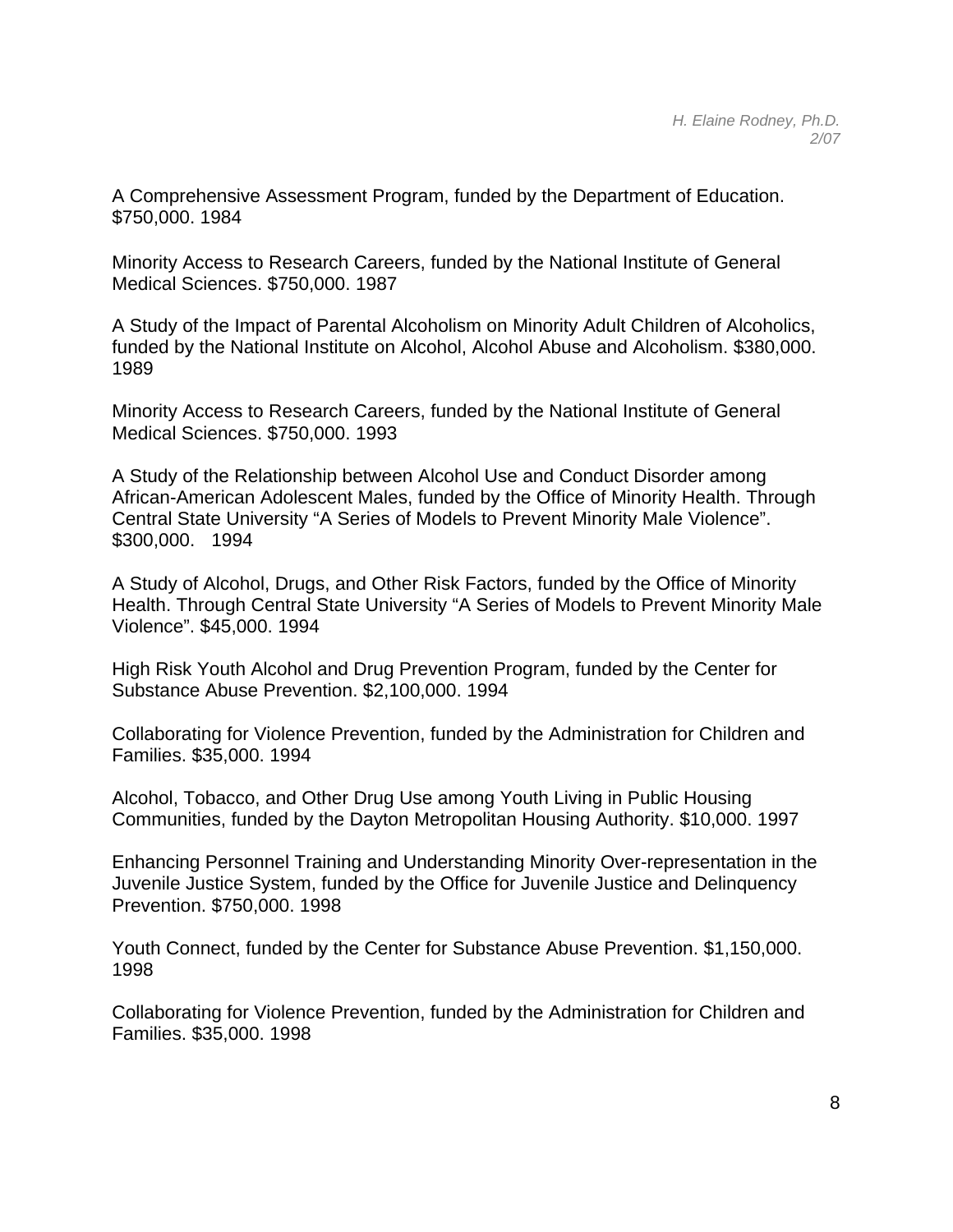A Comprehensive Assessment Program, funded by the Department of Education. $750,000. 1984

Minority Access to Research Careers, funded by the National Institute of General Medical Sciences. $750,000. 1987

A Study of the Impact of Parental Alcoholism on Minority Adult Children of Alcoholics, funded by the National Institute on Alcohol, Alcohol Abuse and Alcoholism. $380,000. 1989

Minority Access to Research Careers, funded by the National Institute of General Medical Sciences. $750,000. 1993

A Study of the Relationship between Alcohol Use and Conduct Disorder among African-American Adolescent Males, funded by the Office of Minority Health. Through Central State University "A Series of Models to Prevent Minority Male Violence". $300,000. 1994

A Study of Alcohol, Drugs, and Other Risk Factors, funded by the Office of Minority Health. Through Central State University "A Series of Models to Prevent Minority Male Violence". $45,000. 1994

High Risk Youth Alcohol and Drug Prevention Program, funded by the Center for Substance Abuse Prevention. $2,100,000. 1994

Collaborating for Violence Prevention, funded by the Administration for Children and Families. $35,000. 1994

Alcohol, Tobacco, and Other Drug Use among Youth Living in Public Housing Communities, funded by the Dayton Metropolitan Housing Authority. $10,000. 1997

Enhancing Personnel Training and Understanding Minority Over-representation in the Juvenile Justice System, funded by the Office for Juvenile Justice and Delinquency Prevention. $750,000. 1998

Youth Connect, funded by the Center for Substance Abuse Prevention. $1,150,000. 1998

Collaborating for Violence Prevention, funded by the Administration for Children and Families. $35,000. 1998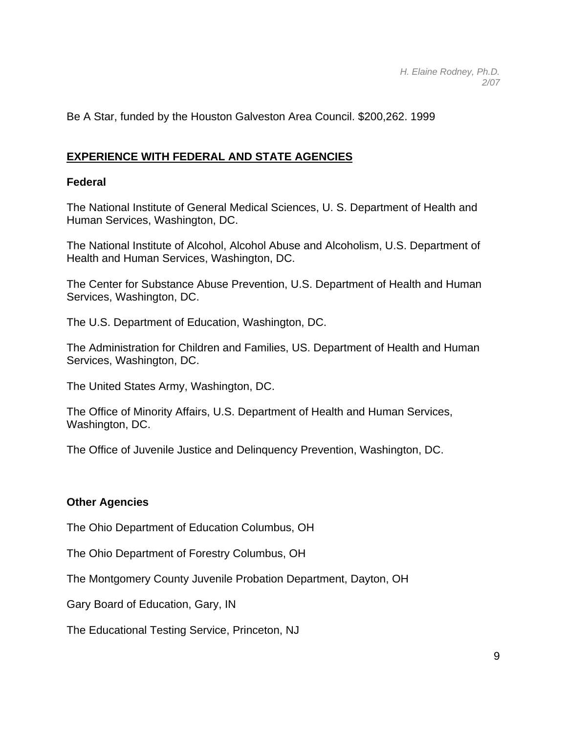Be A Star, funded by the Houston Galveston Area Council. $200,262. 1999

## EXPERIENCE WITH FEDERAL AND STATE AGENCIES

### Federal

The National Institute of General Medical Sciences, U. S. Department of Health and Human Services, Washington, DC.

The National Institute of Alcohol, Alcohol Abuse and Alcoholism, U.S. Department of Health and Human Services, Washington, DC.

The Center for Substance Abuse Prevention, U.S. Department of Health and Human Services, Washington, DC.

The U.S. Department of Education, Washington, DC.

The Administration for Children and Families, US. Department of Health and Human Services, Washington, DC.

The United States Army, Washington, DC.

The Office of Minority Affairs, U.S. Department of Health and Human Services, Washington, DC.

The Office of Juvenile Justice and Delinquency Prevention, Washington, DC.

### Other Agencies

The Ohio Department of Education Columbus, OH

The Ohio Department of Forestry Columbus, OH

The Montgomery County Juvenile Probation Department, Dayton, OH

Gary Board of Education, Gary, IN

The Educational Testing Service, Princeton, NJ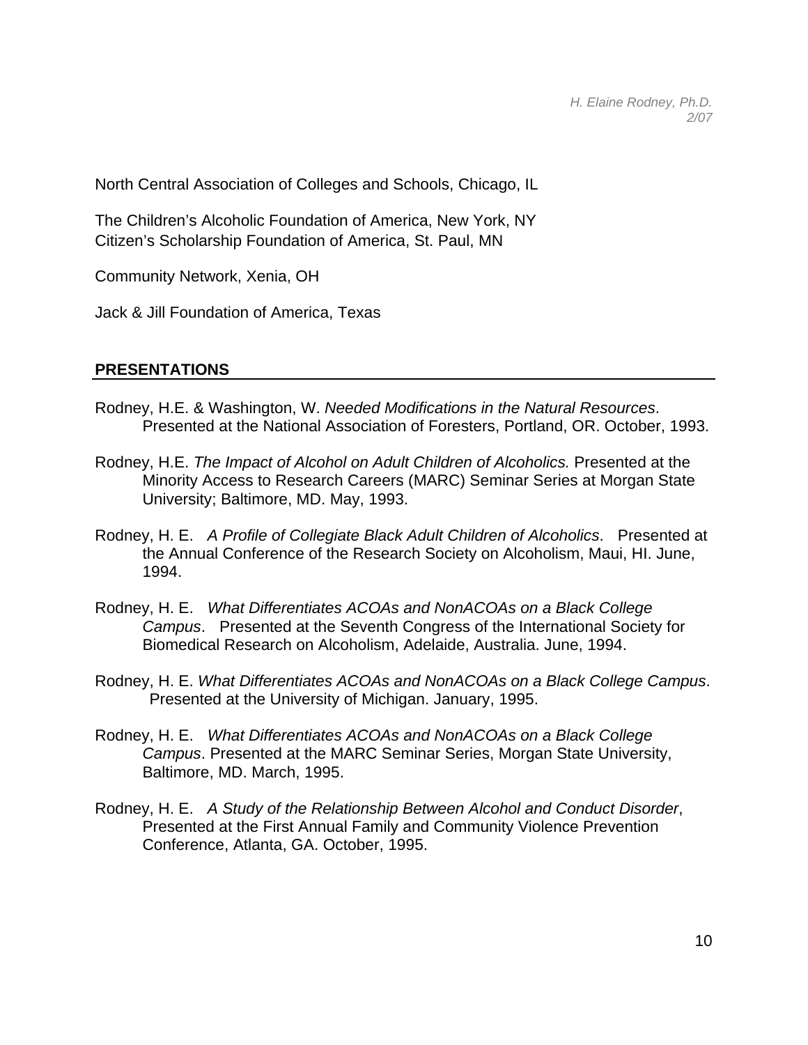North Central Association of Colleges and Schools, Chicago, IL

The Children's Alcoholic Foundation of America, New York, NY
Citizen's Scholarship Foundation of America, St. Paul, MN

Community Network, Xenia, OH

Jack & Jill Foundation of America, Texas

## PRESENTATIONS

Rodney, H.E. & Washington, W. *Needed Modifications in the Natural Resources*. Presented at the National Association of Foresters, Portland, OR. October, 1993.

Rodney, H.E. *The Impact of Alcohol on Adult Children of Alcoholics.* Presented at the Minority Access to Research Careers (MARC) Seminar Series at Morgan State University; Baltimore, MD. May, 1993.

Rodney, H. E. *A Profile of Collegiate Black Adult Children of Alcoholics*. Presented at the Annual Conference of the Research Society on Alcoholism, Maui, HI. June, 1994.

Rodney, H. E. *What Differentiates ACOAs and NonACOAs on a Black College Campus*. Presented at the Seventh Congress of the International Society for Biomedical Research on Alcoholism, Adelaide, Australia. June, 1994.

Rodney, H. E. *What Differentiates ACOAs and NonACOAs on a Black College Campus*. Presented at the University of Michigan. January, 1995.

Rodney, H. E. *What Differentiates ACOAs and NonACOAs on a Black College Campus*. Presented at the MARC Seminar Series, Morgan State University, Baltimore, MD. March, 1995.

Rodney, H. E. *A Study of the Relationship Between Alcohol and Conduct Disorder*, Presented at the First Annual Family and Community Violence Prevention Conference, Atlanta, GA. October, 1995.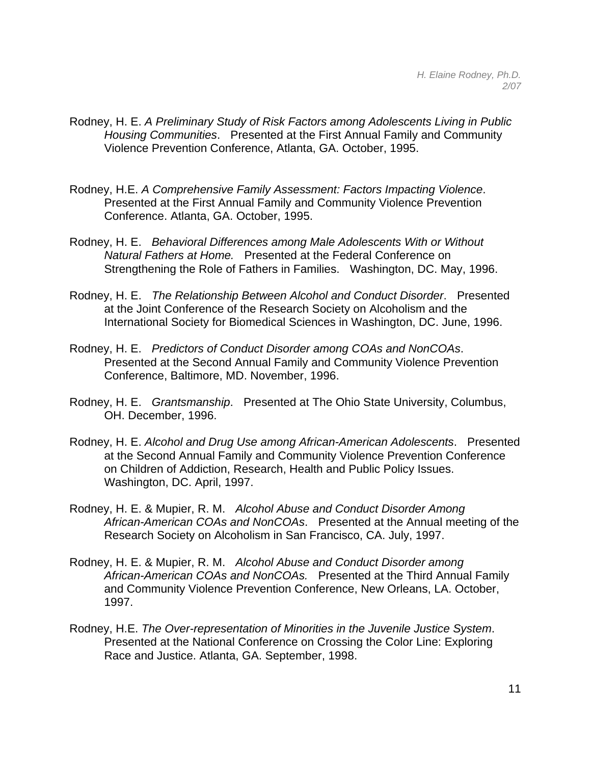Rodney, H. E. *A Preliminary Study of Risk Factors among Adolescents Living in Public Housing Communities*. Presented at the First Annual Family and Community Violence Prevention Conference, Atlanta, GA. October, 1995.

Rodney, H.E. *A Comprehensive Family Assessment: Factors Impacting Violence*. Presented at the First Annual Family and Community Violence Prevention Conference. Atlanta, GA. October, 1995.

Rodney, H. E. *Behavioral Differences among Male Adolescents With or Without Natural Fathers at Home.* Presented at the Federal Conference on Strengthening the Role of Fathers in Families. Washington, DC. May, 1996.

Rodney, H. E. *The Relationship Between Alcohol and Conduct Disorder*. Presented at the Joint Conference of the Research Society on Alcoholism and the International Society for Biomedical Sciences in Washington, DC. June, 1996.

Rodney, H. E. *Predictors of Conduct Disorder among COAs and NonCOAs*. Presented at the Second Annual Family and Community Violence Prevention Conference, Baltimore, MD. November, 1996.

Rodney, H. E. *Grantsmanship*. Presented at The Ohio State University, Columbus, OH. December, 1996.

Rodney, H. E. *Alcohol and Drug Use among African-American Adolescents*. Presented at the Second Annual Family and Community Violence Prevention Conference on Children of Addiction, Research, Health and Public Policy Issues. Washington, DC. April, 1997.

Rodney, H. E. & Mupier, R. M. *Alcohol Abuse and Conduct Disorder Among African-American COAs and NonCOAs*. Presented at the Annual meeting of the Research Society on Alcoholism in San Francisco, CA. July, 1997.

Rodney, H. E. & Mupier, R. M. *Alcohol Abuse and Conduct Disorder among African-American COAs and NonCOAs.* Presented at the Third Annual Family and Community Violence Prevention Conference, New Orleans, LA. October, 1997.

Rodney, H.E. *The Over-representation of Minorities in the Juvenile Justice System*. Presented at the National Conference on Crossing the Color Line: Exploring Race and Justice. Atlanta, GA. September, 1998.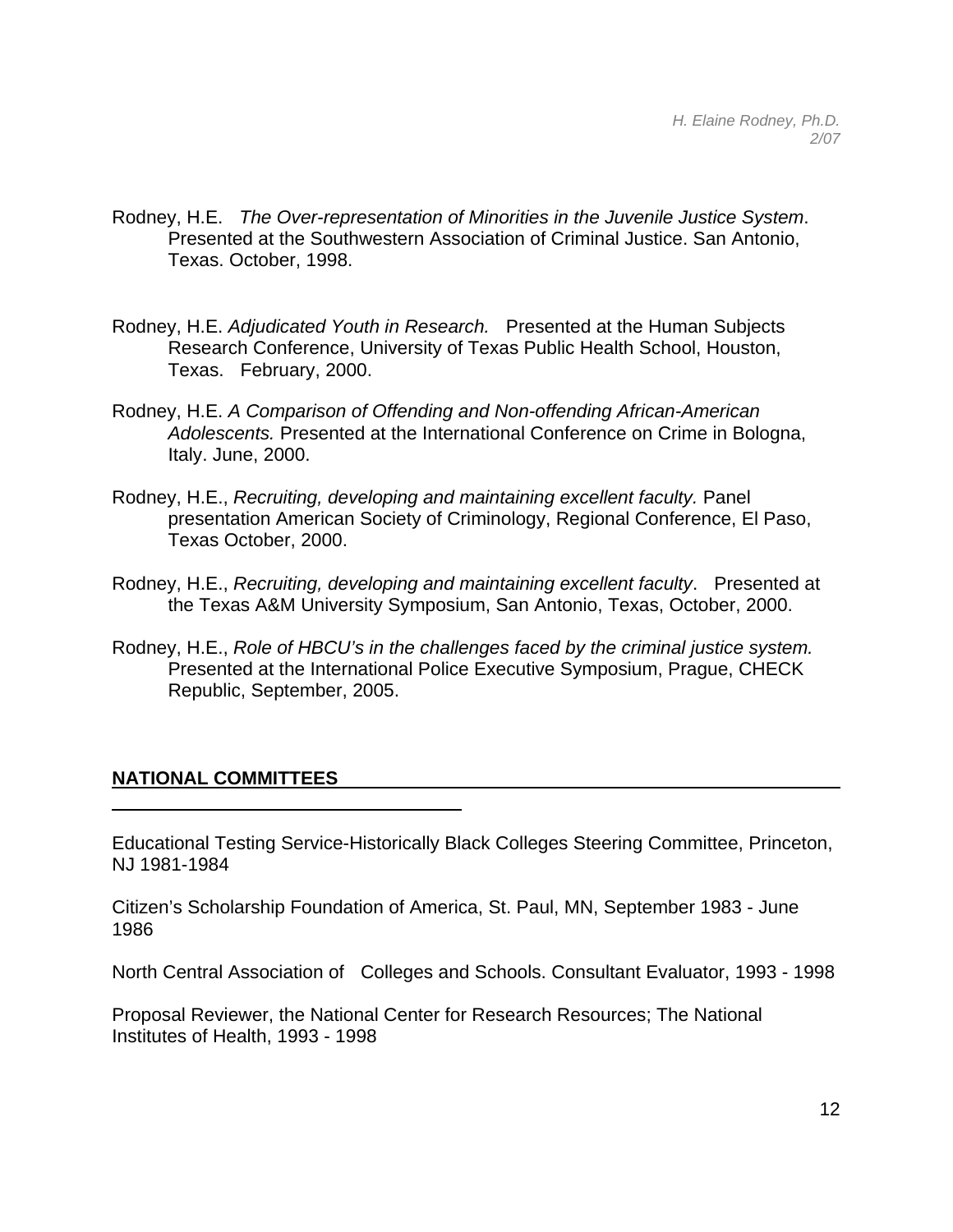Rodney, H.E. *The Over-representation of Minorities in the Juvenile Justice System*. Presented at the Southwestern Association of Criminal Justice. San Antonio, Texas. October, 1998.

Rodney, H.E. *Adjudicated Youth in Research.* Presented at the Human Subjects Research Conference, University of Texas Public Health School, Houston, Texas. February, 2000.

Rodney, H.E. *A Comparison of Offending and Non-offending African-American Adolescents.* Presented at the International Conference on Crime in Bologna, Italy. June, 2000.

Rodney, H.E., *Recruiting, developing and maintaining excellent faculty.* Panel presentation American Society of Criminology, Regional Conference, El Paso, Texas October, 2000.

Rodney, H.E., *Recruiting, developing and maintaining excellent faculty*. Presented at the Texas A&M University Symposium, San Antonio, Texas, October, 2000.

Rodney, H.E., *Role of HBCU's in the challenges faced by the criminal justice system.* Presented at the International Police Executive Symposium, Prague, CHECK Republic, September, 2005.

## NATIONAL COMMITTEES

Educational Testing Service-Historically Black Colleges Steering Committee, Princeton, NJ 1981-1984

Citizen's Scholarship Foundation of America, St. Paul, MN, September 1983 - June 1986

North Central Association of Colleges and Schools. Consultant Evaluator, 1993 - 1998

Proposal Reviewer, the National Center for Research Resources; The National Institutes of Health, 1993 - 1998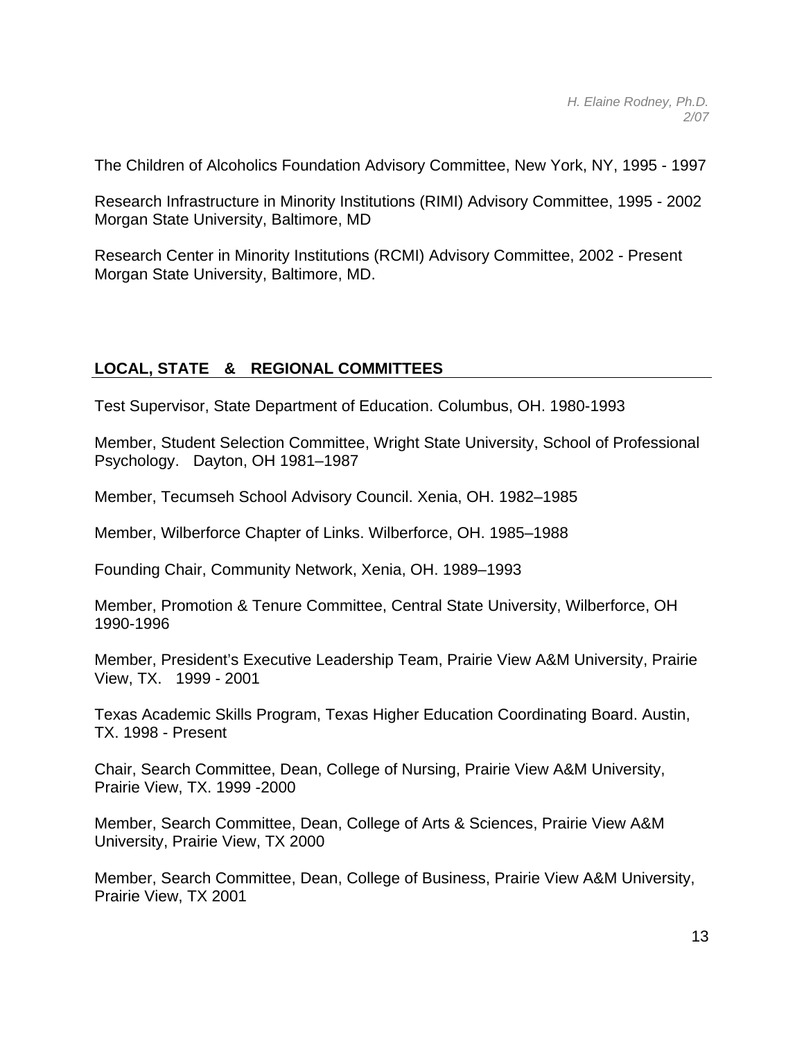The Children of Alcoholics Foundation Advisory Committee, New York, NY, 1995 - 1997

Research Infrastructure in Minority Institutions (RIMI) Advisory Committee, 1995 - 2002
Morgan State University, Baltimore, MD

Research Center in Minority Institutions (RCMI) Advisory Committee, 2002 - Present
Morgan State University, Baltimore, MD.

## LOCAL, STATE & REGIONAL COMMITTEES

Test Supervisor, State Department of Education. Columbus, OH. 1980-1993

Member, Student Selection Committee, Wright State University, School of Professional Psychology. Dayton, OH 1981–1987

Member, Tecumseh School Advisory Council. Xenia, OH. 1982–1985

Member, Wilberforce Chapter of Links. Wilberforce, OH. 1985–1988

Founding Chair, Community Network, Xenia, OH. 1989–1993

Member, Promotion & Tenure Committee, Central State University, Wilberforce, OH 1990-1996

Member, President's Executive Leadership Team, Prairie View A&M University, Prairie View, TX. 1999 - 2001

Texas Academic Skills Program, Texas Higher Education Coordinating Board. Austin, TX. 1998 - Present

Chair, Search Committee, Dean, College of Nursing, Prairie View A&M University, Prairie View, TX. 1999 -2000

Member, Search Committee, Dean, College of Arts & Sciences, Prairie View A&M University, Prairie View, TX 2000

Member, Search Committee, Dean, College of Business, Prairie View A&M University, Prairie View, TX 2001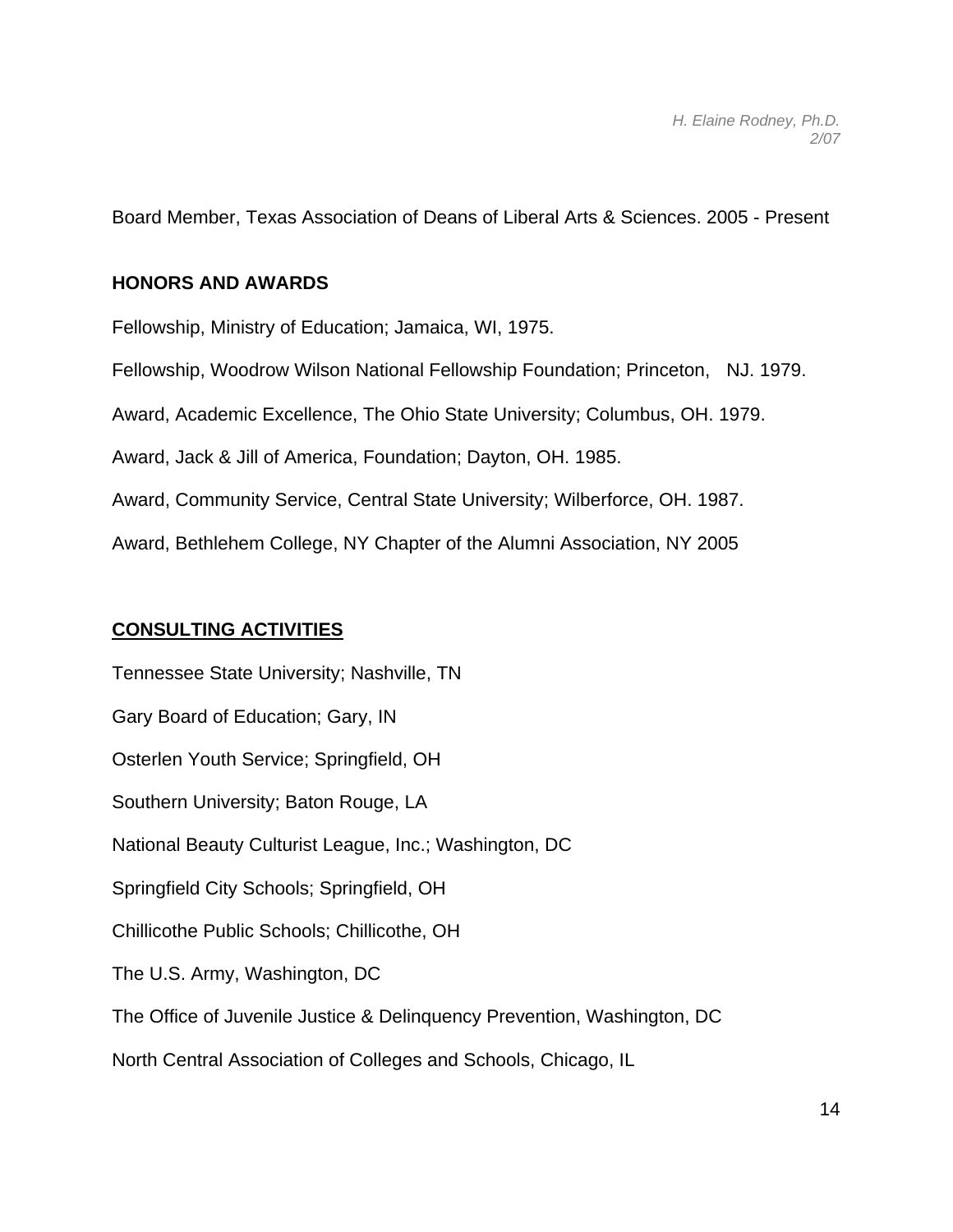Board Member, Texas Association of Deans of Liberal Arts & Sciences. 2005 - Present

**HONORS AND AWARDS**

Fellowship, Ministry of Education; Jamaica, WI, 1975.

Fellowship, Woodrow Wilson National Fellowship Foundation; Princeton, NJ. 1979.

Award, Academic Excellence, The Ohio State University; Columbus, OH. 1979.

Award, Jack & Jill of America, Foundation; Dayton, OH. 1985.

Award, Community Service, Central State University; Wilberforce, OH. 1987.

Award, Bethlehem College, NY Chapter of the Alumni Association, NY 2005

**CONSULTING ACTIVITIES**

Tennessee State University; Nashville, TN

Gary Board of Education; Gary, IN

Osterlen Youth Service; Springfield, OH

Southern University; Baton Rouge, LA

National Beauty Culturist League, Inc.; Washington, DC

Springfield City Schools; Springfield, OH

Chillicothe Public Schools; Chillicothe, OH

The U.S. Army, Washington, DC

The Office of Juvenile Justice & Delinquency Prevention, Washington, DC

North Central Association of Colleges and Schools, Chicago, IL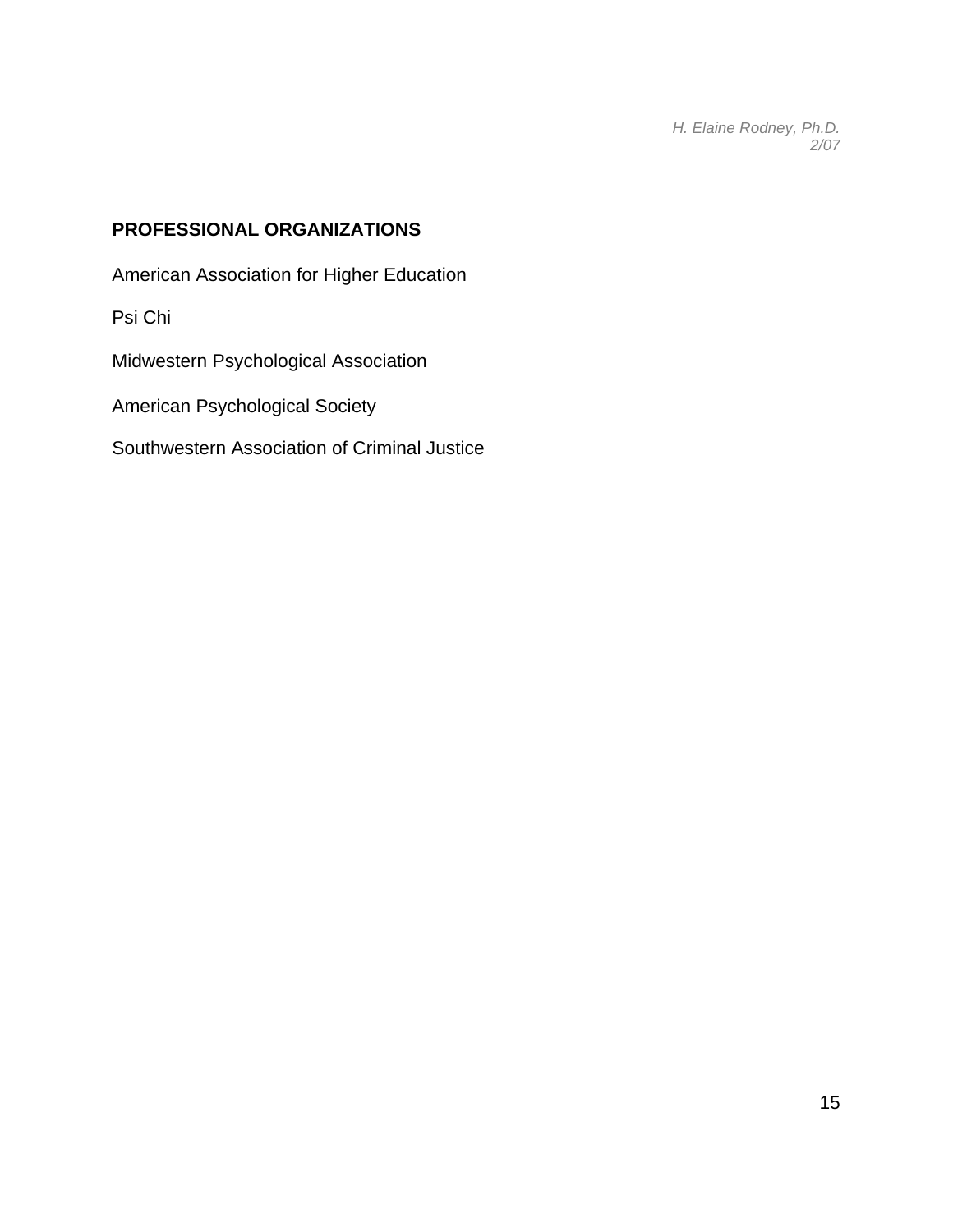## PROFESSIONAL ORGANIZATIONS

American Association for Higher Education

Psi Chi

Midwestern Psychological Association

American Psychological Society

Southwestern Association of Criminal Justice